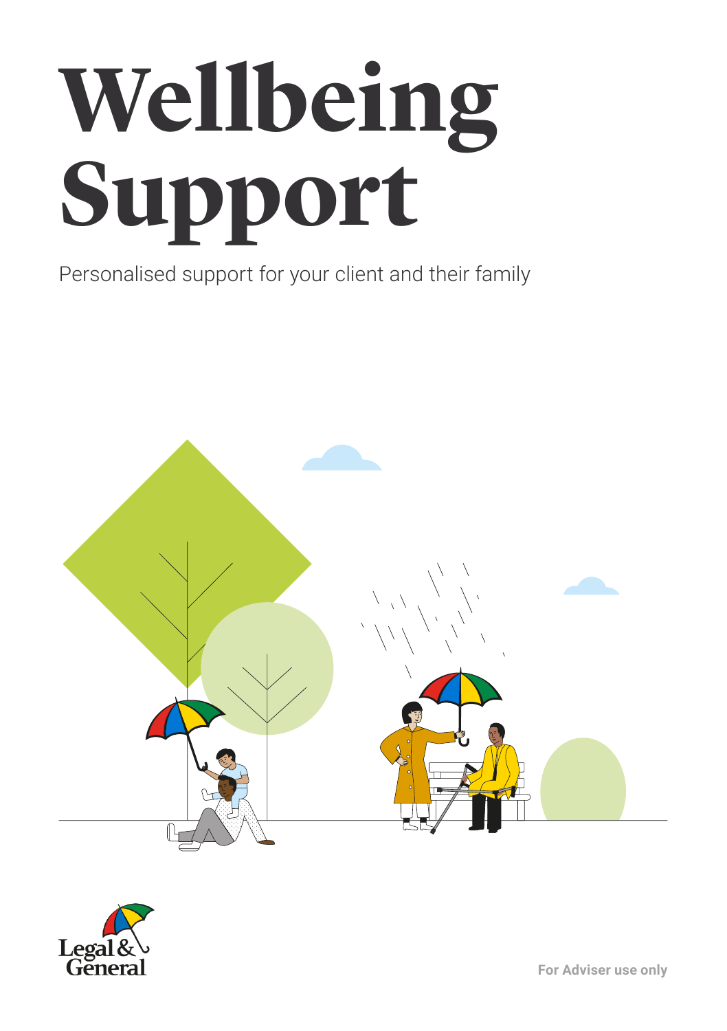# Wellbeing Support

Personalised support for your client and their family

Legal & General

For Adviser use only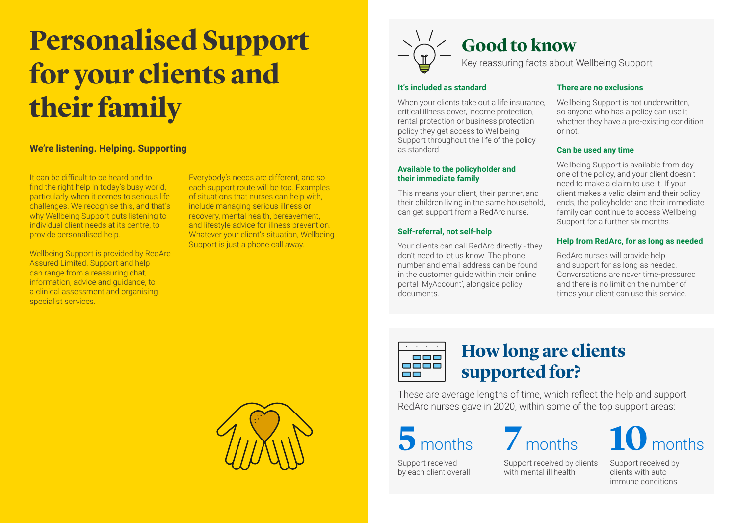# Personalised Support for your clients and their family

**We're listening. Helping. Supporting**

It can be difficult to be heard and to find the right help in today's busy world, particularly when it comes to serious life challenges. We recognise this, and that's why Wellbeing Support puts listening to individual client needs at its centre, to provide personalised help.

Wellbeing Support is provided by RedArc Assured Limited. Support and help can range from a reassuring chat, information, advice and guidance, to a clinical assessment and organising specialist services.

Everybody's needs are different, and so each support route will be too. Examples of situations that nurses can help with, include managing serious illness or recovery, mental health, bereavement, and lifestyle advice for illness prevention. Whatever your client's situation, Wellbeing Support is just a phone call away.

## Good to know

Key reassuring facts about Wellbeing Support

**It's included as standard**

When your clients take out a life insurance, critical illness cover, income protection, rental protection or business protection policy they get access to Wellbeing Support throughout the life of the policy as standard.

**Available to the policyholder and their immediate family**

This means your client, their partner, and their children living in the same household, can get support from a RedArc nurse.

**Self-referral, not self-help**

Your clients can call RedArc directly - they don't need to let us know. The phone number and email address can be found in the customer guide within their online portal 'MyAccount', alongside policy documents.

**There are no exclusions**

Wellbeing Support is not underwritten, so anyone who has a policy can use it whether they have a pre-existing condition or not.

**Can be used any time**

Wellbeing Support is available from day one of the policy, and your client doesn't need to make a claim to use it. If your client makes a valid claim and their policy ends, the policyholder and their immediate family can continue to access Wellbeing Support for a further six months.

**Help from RedArc, for as long as needed**

RedArc nurses will provide help and support for as long as needed. Conversations are never time-pressured and there is no limit on the number of times your client can use this service.

## How long are clients supported for?

These are average lengths of time, which reflect the help and support RedArc nurses gave in 2020, within some of the top support areas:

**5** months
Support received by each client overall

**7** months
Support received by clients with mental ill health

**10** months
Support received by clients with auto immune conditions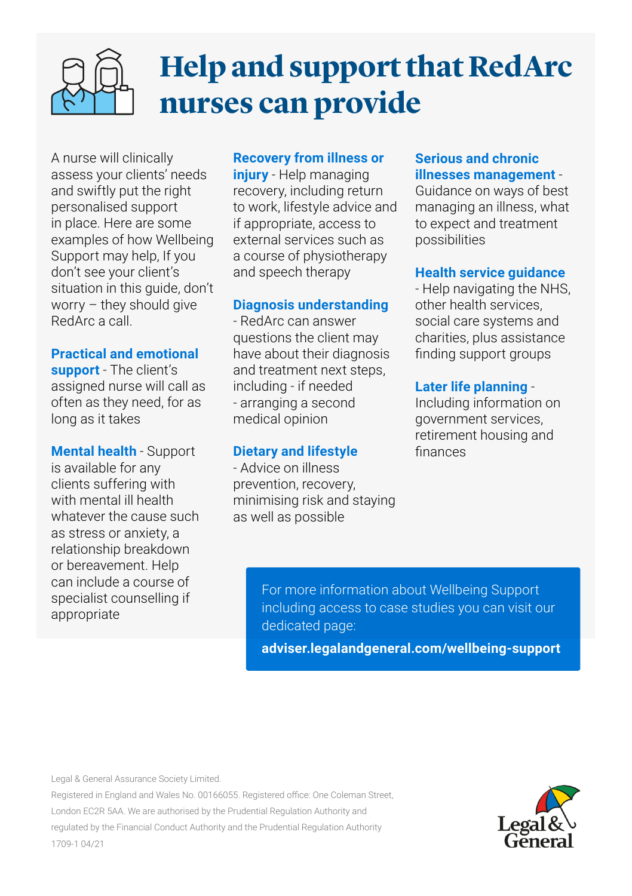# Help and support that RedArc nurses can provide

A nurse will clinically assess your clients' needs and swiftly put the right personalised support in place. Here are some examples of how Wellbeing Support may help, If you don't see your client's situation in this guide, don't worry – they should give RedArc a call.

**Practical and emotional support** - The client's assigned nurse will call as often as they need, for as long as it takes

**Mental health** - Support is available for any clients suffering with with mental ill health whatever the cause such as stress or anxiety, a relationship breakdown or bereavement. Help can include a course of specialist counselling if appropriate

**Recovery from illness or injury** - Help managing recovery, including return to work, lifestyle advice and if appropriate, access to external services such as a course of physiotherapy and speech therapy

**Diagnosis understanding** - RedArc can answer questions the client may have about their diagnosis and treatment next steps, including - if needed - arranging a second medical opinion

**Dietary and lifestyle** - Advice on illness prevention, recovery, minimising risk and staying as well as possible

**Serious and chronic illnesses management** - Guidance on ways of best managing an illness, what to expect and treatment possibilities

**Health service guidance** - Help navigating the NHS, other health services, social care systems and charities, plus assistance finding support groups

**Later life planning** - Including information on government services, retirement housing and finances

For more information about Wellbeing Support including access to case studies you can visit our dedicated page:

**adviser.legalandgeneral.com/wellbeing-support**

Legal & General Assurance Society Limited.
Registered in England and Wales No. 00166055. Registered office: One Coleman Street, London EC2R 5AA. We are authorised by the Prudential Regulation Authority and regulated by the Financial Conduct Authority and the Prudential Regulation Authority
1709-1 04/21

Legal & General